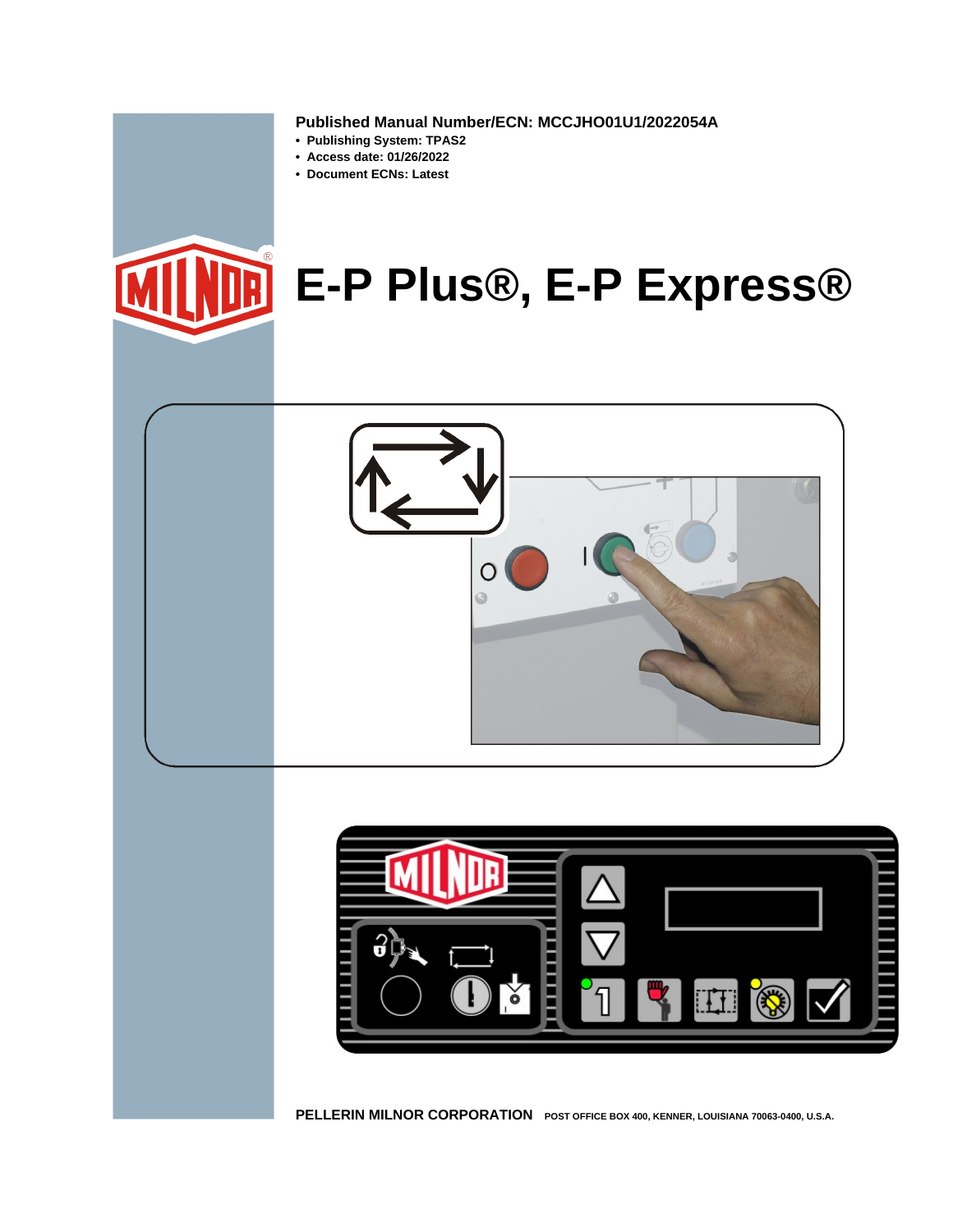**Published Manual Number/ECN: MCCJHO01U1/2022054A**

- **Publishing System: TPAS2**
- **Access date: 01/26/2022**
- **Document ECNs: Latest**

# E-P Plus®, E-P Express®

**PELLERIN MILNOR CORPORATION** POST OFFICE BOX 400, KENNER, LOUISIANA 70063-0400, U.S.A.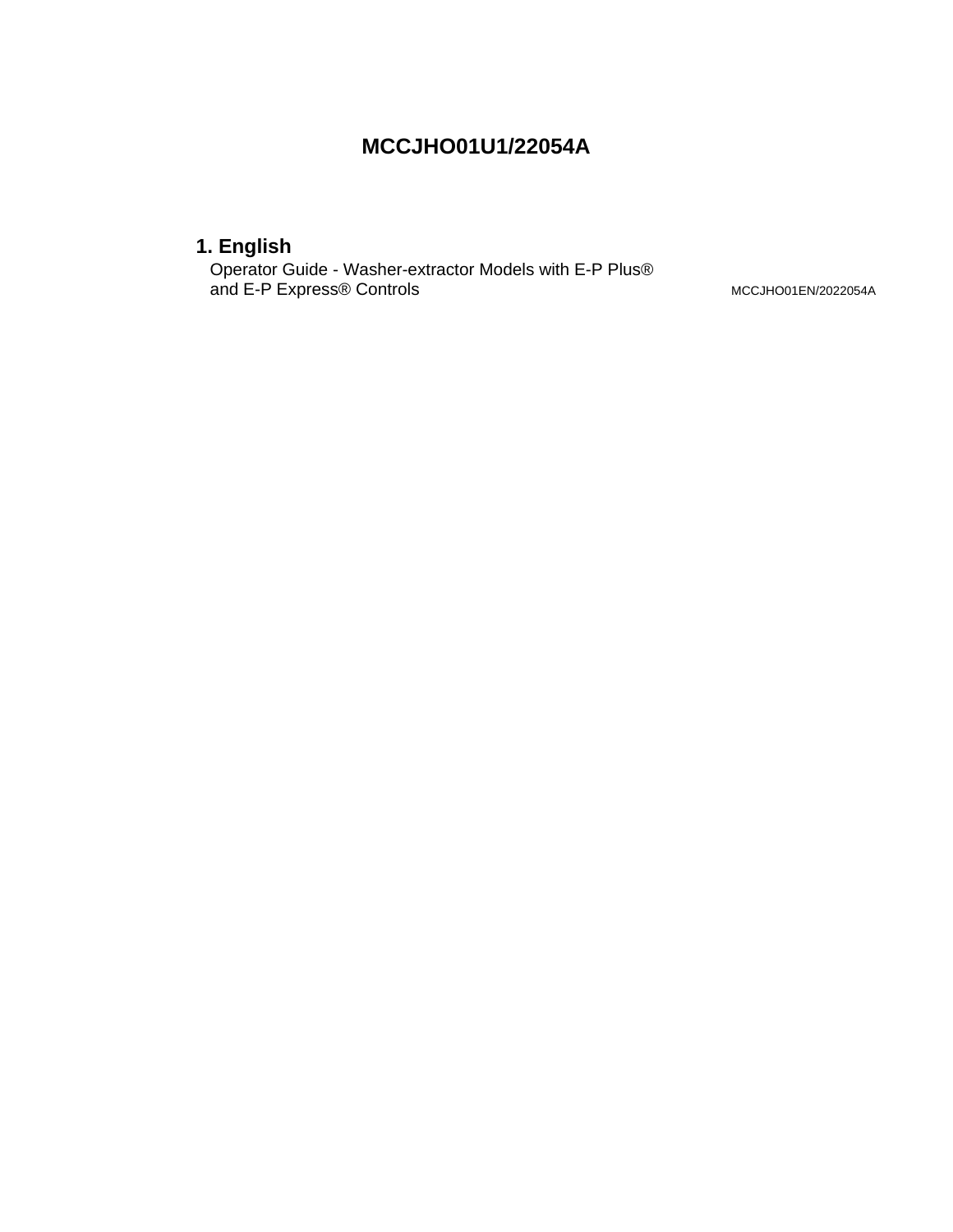# MCCJHO01U1/22054A

## 1. English

Operator Guide - Washer-extractor Models with E-P Plus® and E-P Express® Controls MCCJHO01EN/2022054A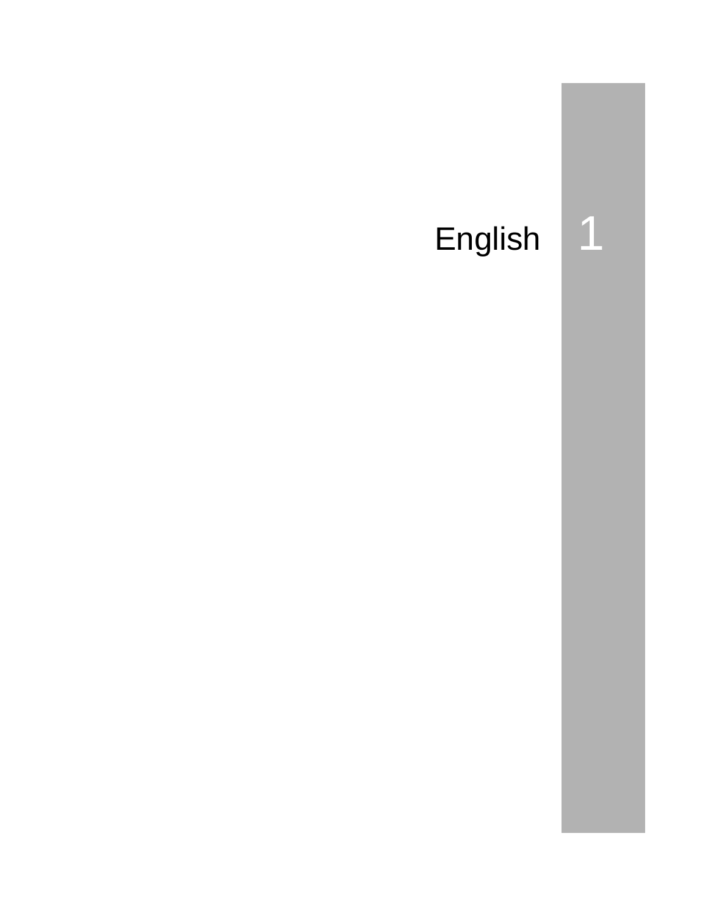# English 1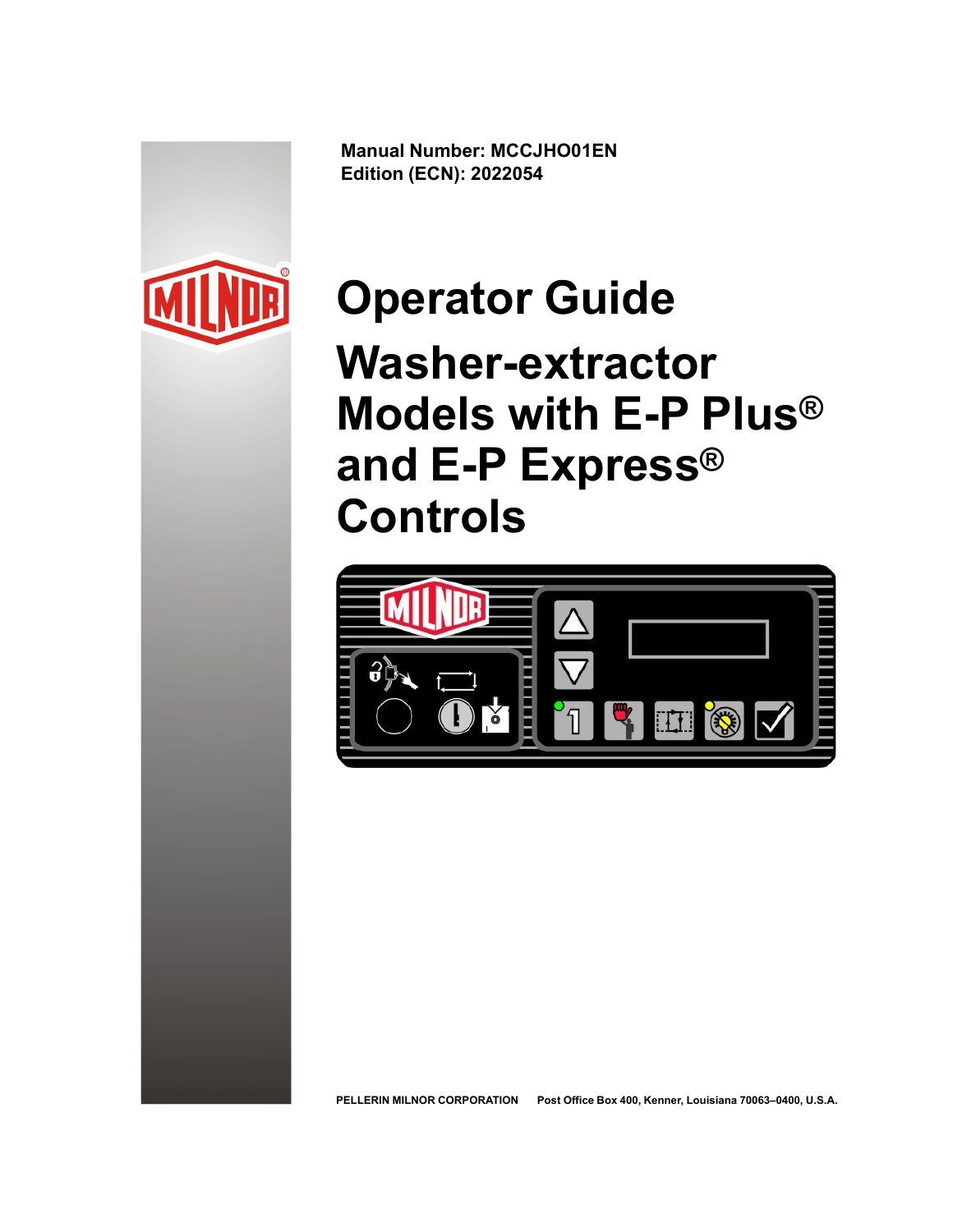**Manual Number: MCCJHO01EN**
**Edition (ECN): 2022054**

# Operator Guide

# Washer-extractor Models with E-P Plus® and E-P Express® Controls

PELLERIN MILNOR CORPORATION Post Office Box 400, Kenner, Louisiana 70063–0400, U.S.A.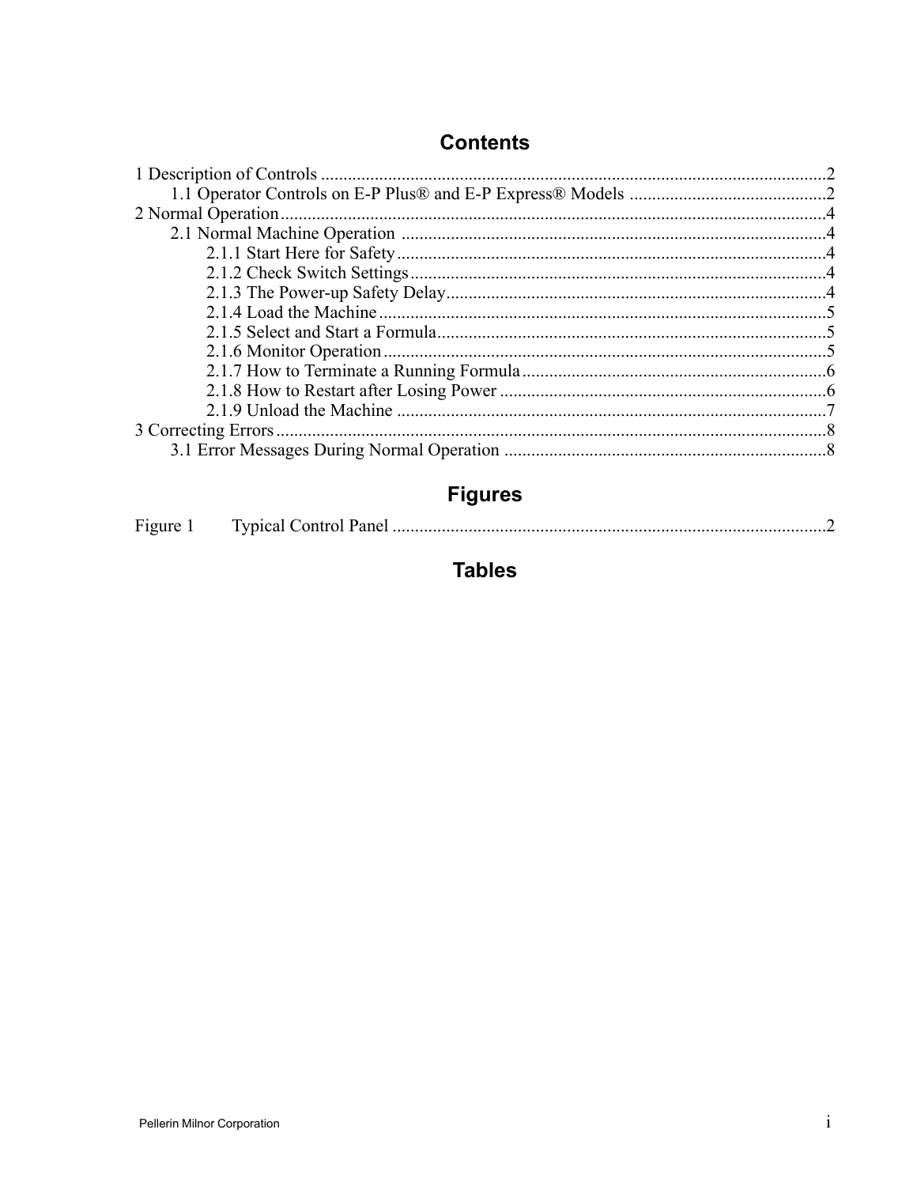# Contents

1 Description of Controls ..........................................................................................................2
    1.1 Operator Controls on E-P Plus® and E-P Express® Models ............................................2
2 Normal Operation..................................................................................................................4
    2.1 Normal Machine Operation ..............................................................................................4
        2.1.1 Start Here for Safety..................................................................................................4
        2.1.2 Check Switch Settings...............................................................................................4
        2.1.3 The Power-up Safety Delay.......................................................................................4
        2.1.4 Load the Machine......................................................................................................5
        2.1.5 Select and Start a Formula.........................................................................................5
        2.1.6 Monitor Operation.....................................................................................................5
        2.1.7 How to Terminate a Running Formula.....................................................................6
        2.1.8 How to Restart after Losing Power ..........................................................................6
        2.1.9 Unload the Machine ..................................................................................................7
3 Correcting Errors....................................................................................................................8
    3.1 Error Messages During Normal Operation ........................................................................8

# Figures

Figure 1        Typical Control Panel ..................................................................................................2

# Tables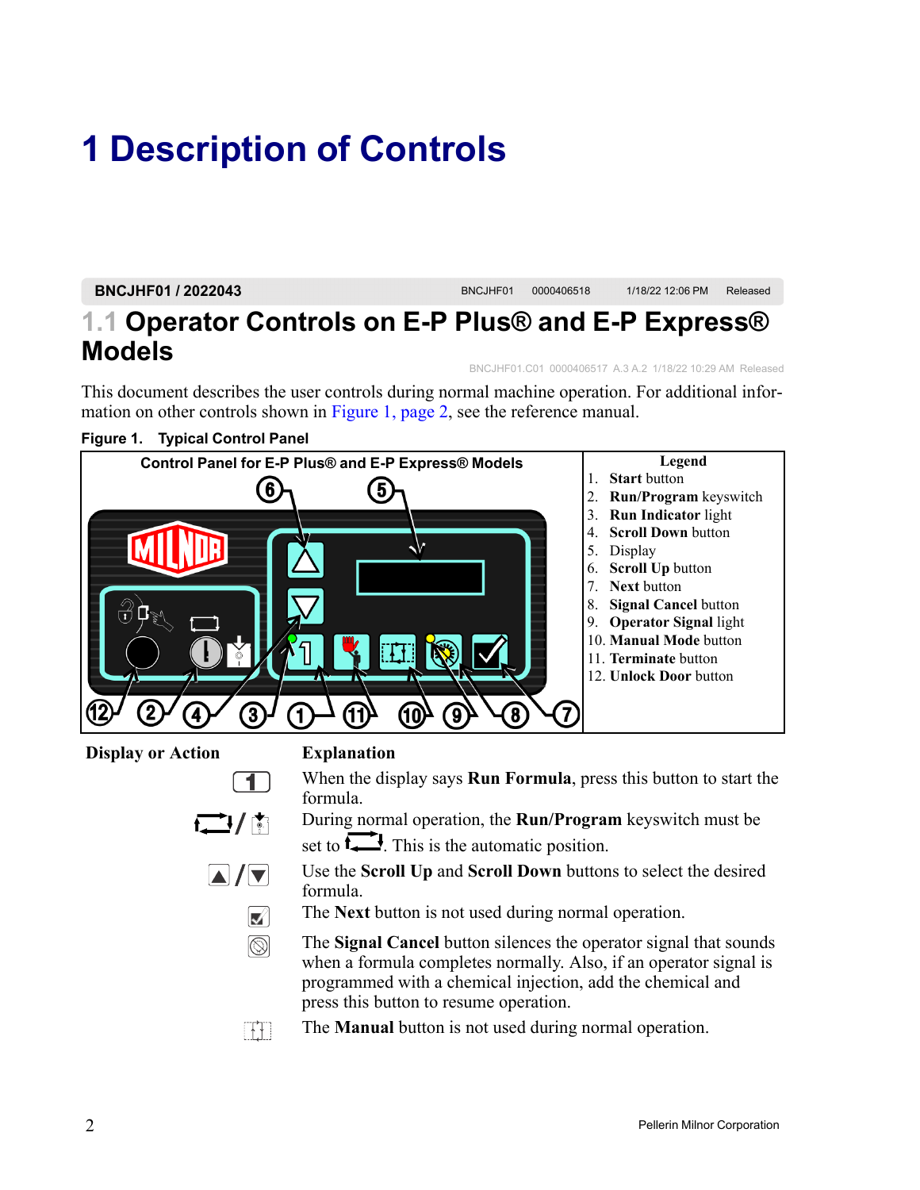# 1 Description of Controls

BNCJHF01 / 2022043 BNCJHF01 0000406518 1/18/22 12:06 PM Released

## 1.1 Operator Controls on E-P Plus® and E-P Express® Models

BNCJHF01.C01 0000406517 A.3 A.2 1/18/22 10:29 AM Released

This document describes the user controls during normal machine operation. For additional information on other controls shown in Figure 1, page 2, see the reference manual.

**Figure 1. Typical Control Panel**

Control Panel for E-P Plus® and E-P Express® Models

**Legend**

1. **Start** button
2. **Run/Program** keyswitch
3. **Run Indicator** light
4. **Scroll Down** button
5. Display
6. **Scroll Up** button
7. **Next** button
8. **Signal Cancel** button
9. **Operator Signal** light
10. **Manual Mode** button
11. **Terminate** button
12. **Unlock Door** button

| Display or Action | Explanation |
|---|---|
| 1 | When the display says **Run Formula**, press this button to start the formula. |
| / | During normal operation, the **Run/Program** keyswitch must be set to . This is the automatic position. |
| ▲/▼ | Use the **Scroll Up** and **Scroll Down** buttons to select the desired formula. |
| | The **Next** button is not used during normal operation. |
| | The **Signal Cancel** button silences the operator signal that sounds when a formula completes normally. Also, if an operator signal is programmed with a chemical injection, add the chemical and press this button to resume operation. |
| | The **Manual** button is not used during normal operation. |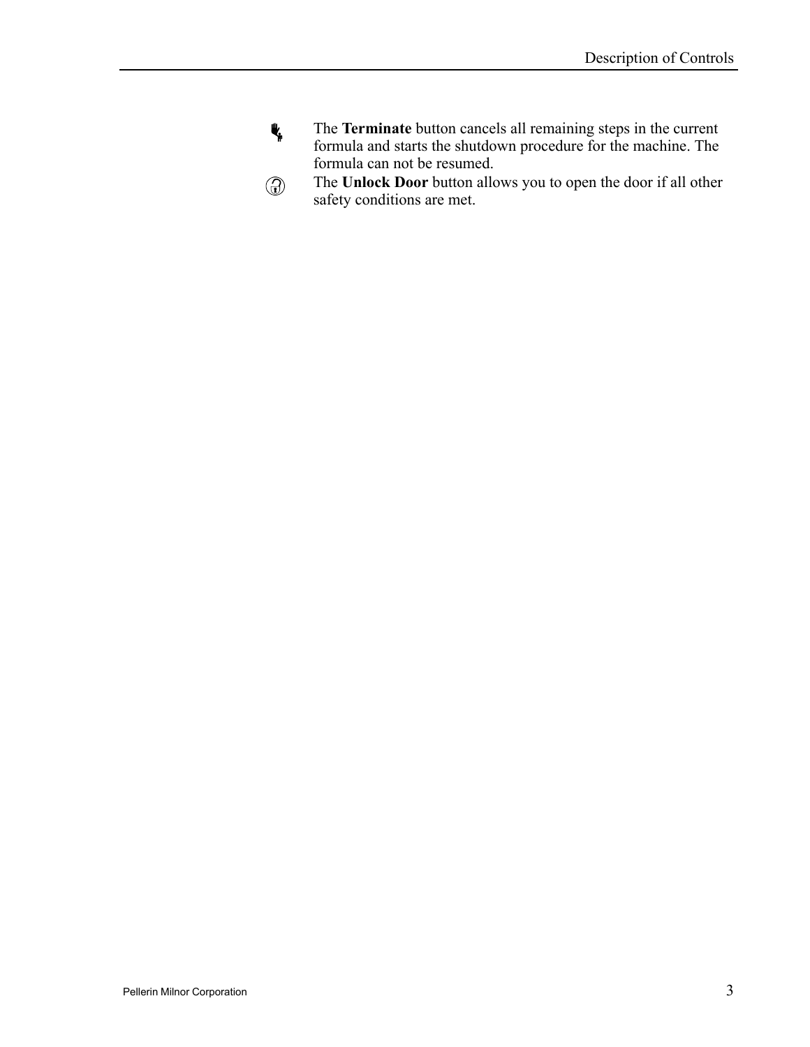The **Terminate** button cancels all remaining steps in the current formula and starts the shutdown procedure for the machine. The formula can not be resumed.

The **Unlock Door** button allows you to open the door if all other safety conditions are met.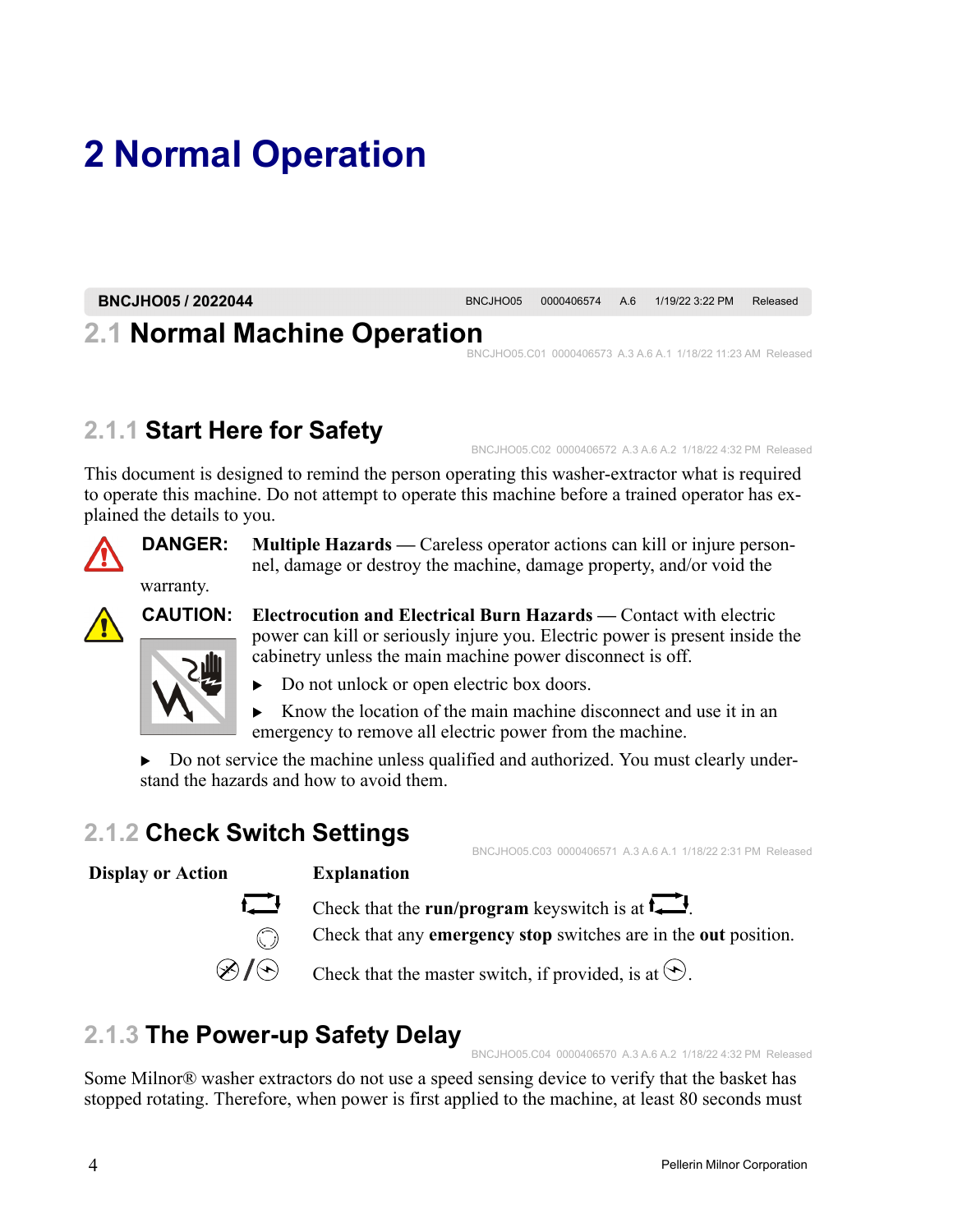# 2 Normal Operation

**BNCJHO05 / 2022044** BNCJHO05 0000406574 A.6 1/19/22 3:22 PM Released

## 2.1 Normal Machine Operation

BNCJHO05.C01 0000406573 A.3 A.6 A.1 1/18/22 11:23 AM Released

### 2.1.1 Start Here for Safety

BNCJHO05.C02 0000406572 A.3 A.6 A.2 1/18/22 4:32 PM Released

This document is designed to remind the person operating this washer-extractor what is required to operate this machine. Do not attempt to operate this machine before a trained operator has explained the details to you.

**DANGER:** **Multiple Hazards** — Careless operator actions can kill or injure personnel, damage or destroy the machine, damage property, and/or void the warranty.

**CAUTION:** **Electrocution and Electrical Burn Hazards** — Contact with electric power can kill or seriously injure you. Electric power is present inside the cabinetry unless the main machine power disconnect is off.

- Do not unlock or open electric box doors.
- Know the location of the main machine disconnect and use it in an emergency to remove all electric power from the machine.
- Do not service the machine unless qualified and authorized. You must clearly understand the hazards and how to avoid them.

### 2.1.2 Check Switch Settings

BNCJHO05.C03 0000406571 A.3 A.6 A.1 1/18/22 2:31 PM Released

| Display or Action | Explanation |
|---|---|
| (run symbol) | Check that the **run/program** keyswitch is at (run symbol). |
| (emergency stop symbol) | Check that any **emergency stop** switches are in the **out** position. |
| (off symbol) / (on symbol) | Check that the master switch, if provided, is at (on symbol). |

### 2.1.3 The Power-up Safety Delay

BNCJHO05.C04 0000406570 A.3 A.6 A.2 1/18/22 4:32 PM Released

Some Milnor® washer extractors do not use a speed sensing device to verify that the basket has stopped rotating. Therefore, when power is first applied to the machine, at least 80 seconds must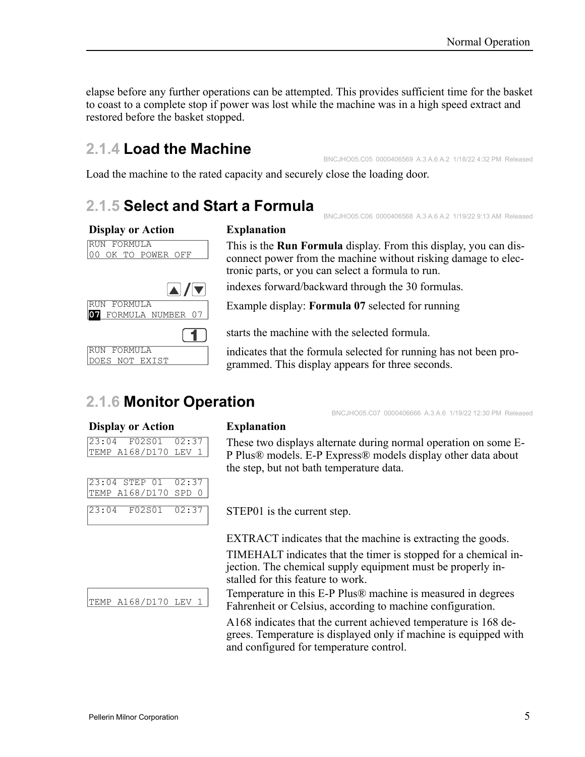elapse before any further operations can be attempted. This provides sufficient time for the basket to coast to a complete stop if power was lost while the machine was in a high speed extract and restored before the basket stopped.

## 2.1.4 Load the Machine

BNCJHO05.C05 0000406569 A.3 A.6 A.2 1/18/22 4:32 PM Released

Load the machine to the rated capacity and securely close the loading door.

## 2.1.5 Select and Start a Formula

BNCJHO05.C06 0000406568 A.3 A.6 A.2 1/19/22 9:13 AM Released

| Display or Action | Explanation |
|---|---|
| `RUN FORMULA`<br>`00 OK TO POWER OFF` | This is the **Run Formula** display. From this display, you can disconnect power from the machine without risking damage to electronic parts, or you can select a formula to run. |
| ▲ / ▼ | indexes forward/backward through the 30 formulas. |
| `RUN FORMULA`<br>`07 FORMULA NUMBER 07` | Example display: **Formula 07** selected for running |
| 1 | starts the machine with the selected formula. |
| `RUN FORMULA`<br>`DOES NOT EXIST` | indicates that the formula selected for running has not been programmed. This display appears for three seconds. |

## 2.1.6 Monitor Operation

BNCJHO05.C07 0000406666 A.3 A.6 1/19/22 12:30 PM Released

| Display or Action | Explanation |
|---|---|
| `23:04  F02S01  02:37`<br>`TEMP A168/D170 LEV 1` | These two displays alternate during normal operation on some E-P Plus® models. E-P Express® models display other data about the step, but not bath temperature data. |
| `23:04 STEP 01  02:37`<br>`TEMP A168/D170 SPD 0` | |
| `23:04  F02S01  02:37` | STEP01 is the current step.<br><br>EXTRACT indicates that the machine is extracting the goods.<br><br>TIMEHALT indicates that the timer is stopped for a chemical injection. The chemical supply equipment must be properly installed for this feature to work. |
| `TEMP A168/D170 LEV 1` | Temperature in this E-P Plus® machine is measured in degrees Fahrenheit or Celsius, according to machine configuration.<br><br>A168 indicates that the current achieved temperature is 168 degrees. Temperature is displayed only if machine is equipped with and configured for temperature control. |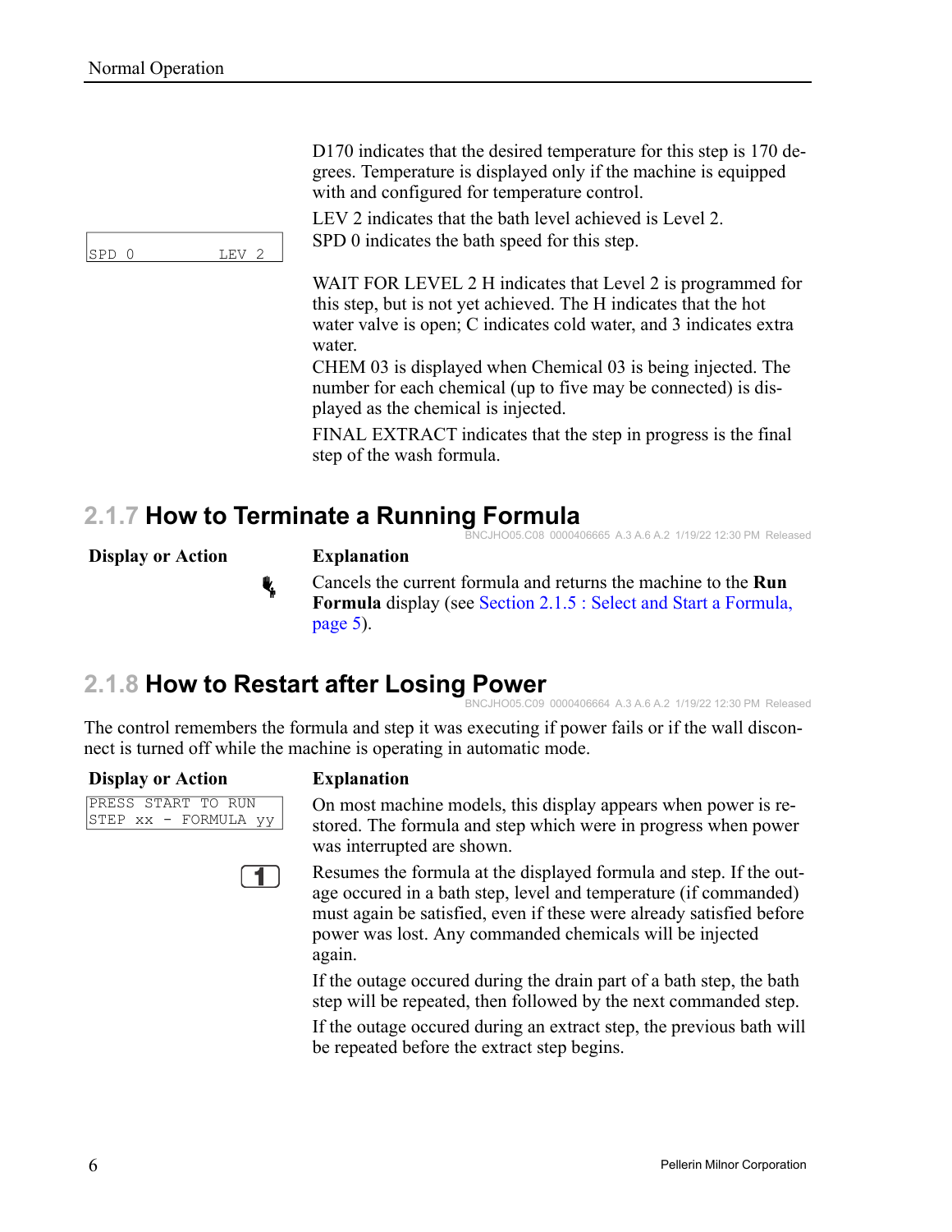| | |
|---|---|
| | D170 indicates that the desired temperature for this step is 170 degrees. Temperature is displayed only if the machine is equipped with and configured for temperature control. |
| `SPD 0 LEV 2` | LEV 2 indicates that the bath level achieved is Level 2.<br>SPD 0 indicates the bath speed for this step. |
| | WAIT FOR LEVEL 2 H indicates that Level 2 is programmed for this step, but is not yet achieved. The H indicates that the hot water valve is open; C indicates cold water, and 3 indicates extra water.<br>CHEM 03 is displayed when Chemical 03 is being injected. The number for each chemical (up to five may be connected) is displayed as the chemical is injected. |
| | FINAL EXTRACT indicates that the step in progress is the final step of the wash formula. |

## 2.1.7 How to Terminate a Running Formula

BNCJHO05.C08 0000406665 A.3 A.6 A.2 1/19/22 12:30 PM Released

| Display or Action | Explanation |
|---|---|
| (stop key) | Cancels the current formula and returns the machine to the **Run Formula** display (see Section 2.1.5 : Select and Start a Formula, page 5). |

## 2.1.8 How to Restart after Losing Power

BNCJHO05.C09 0000406664 A.3 A.6 A.2 1/19/22 12:30 PM Released

The control remembers the formula and step it was executing if power fails or if the wall disconnect is turned off while the machine is operating in automatic mode.

| Display or Action | Explanation |
|---|---|
| `PRESS START TO RUN`<br>`STEP xx - FORMULA yy` | On most machine models, this display appears when power is restored. The formula and step which were in progress when power was interrupted are shown. |
| 1 | Resumes the formula at the displayed formula and step. If the outage occured in a bath step, level and temperature (if commanded) must again be satisfied, even if these were already satisfied before power was lost. Any commanded chemicals will be injected again.<br><br>If the outage occured during the drain part of a bath step, the bath step will be repeated, then followed by the next commanded step.<br><br>If the outage occured during an extract step, the previous bath will be repeated before the extract step begins. |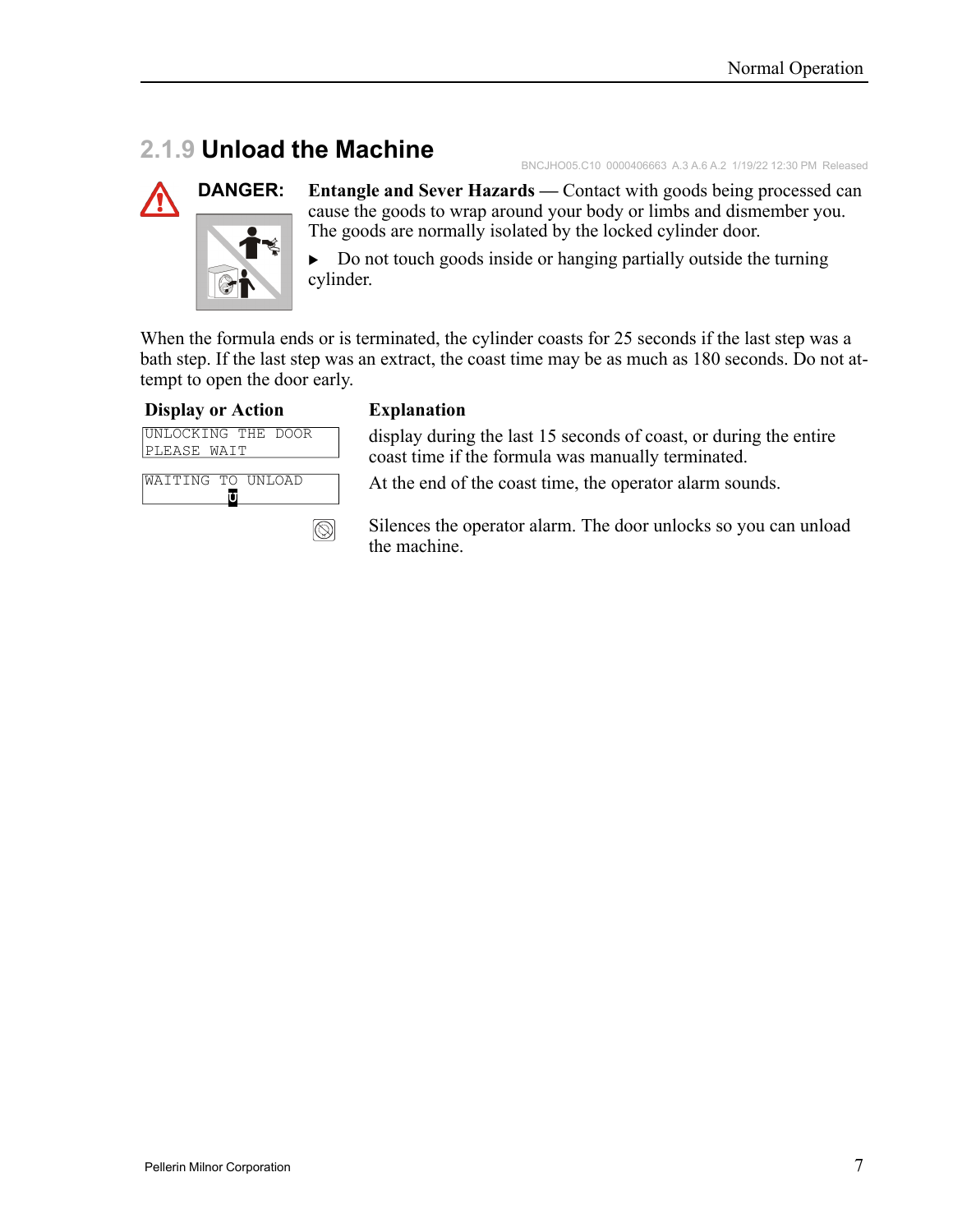## 2.1.9 Unload the Machine

BNCJHO05.C10 0000406663 A.3 A.6 A.2 1/19/22 12:30 PM Released

**DANGER:** **Entangle and Sever Hazards** — Contact with goods being processed can cause the goods to wrap around your body or limbs and dismember you. The goods are normally isolated by the locked cylinder door.

- Do not touch goods inside or hanging partially outside the turning cylinder.

When the formula ends or is terminated, the cylinder coasts for 25 seconds if the last step was a bath step. If the last step was an extract, the coast time may be as much as 180 seconds. Do not attempt to open the door early.

| Display or Action | Explanation |
|---|---|
| `UNLOCKING THE DOOR` `PLEASE WAIT` | display during the last 15 seconds of coast, or during the entire coast time if the formula was manually terminated. |
| `WAITING TO UNLOAD` `U` | At the end of the coast time, the operator alarm sounds. |
| (alarm silence button) | Silences the operator alarm. The door unlocks so you can unload the machine. |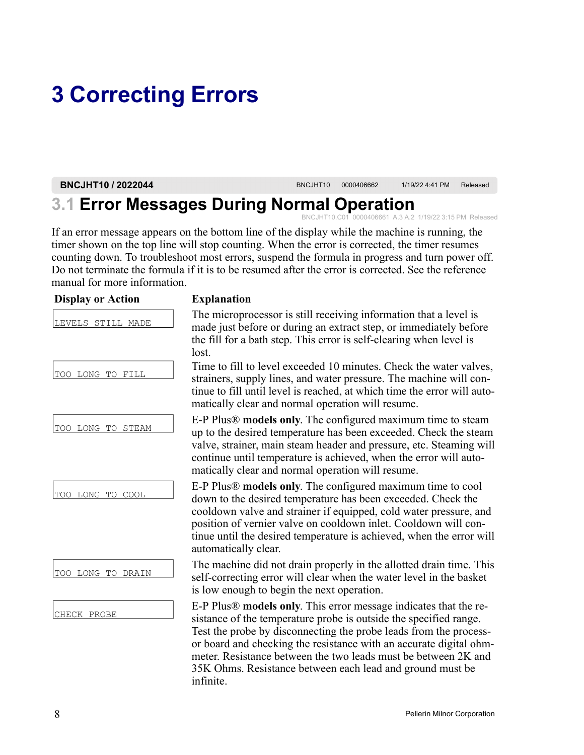# 3 Correcting Errors

BNCJHT10 / 2022044 BNCJHT10 0000406662 1/19/22 4:41 PM Released

## 3.1 Error Messages During Normal Operation

BNCJHT10.C01 0000406661 A.3 A.2 1/19/22 3:15 PM Released

If an error message appears on the bottom line of the display while the machine is running, the timer shown on the top line will stop counting. When the error is corrected, the timer resumes counting down. To troubleshoot most errors, suspend the formula in progress and turn power off. Do not terminate the formula if it is to be resumed after the error is corrected. See the reference manual for more information.

| Display or Action | Explanation |
|---|---|
| `LEVELS STILL MADE` | The microprocessor is still receiving information that a level is made just before or during an extract step, or immediately before the fill for a bath step. This error is self-clearing when level is lost. |
| `TOO LONG TO FILL` | Time to fill to level exceeded 10 minutes. Check the water valves, strainers, supply lines, and water pressure. The machine will continue to fill until level is reached, at which time the error will automatically clear and normal operation will resume. |
| `TOO LONG TO STEAM` | E-P Plus® **models only**. The configured maximum time to steam up to the desired temperature has been exceeded. Check the steam valve, strainer, main steam header and pressure, etc. Steaming will continue until temperature is achieved, when the error will automatically clear and normal operation will resume. |
| `TOO LONG TO COOL` | E-P Plus® **models only**. The configured maximum time to cool down to the desired temperature has been exceeded. Check the cooldown valve and strainer if equipped, cold water pressure, and position of vernier valve on cooldown inlet. Cooldown will continue until the desired temperature is achieved, when the error will automatically clear. |
| `TOO LONG TO DRAIN` | The machine did not drain properly in the allotted drain time. This self-correcting error will clear when the water level in the basket is low enough to begin the next operation. |
| `CHECK PROBE` | E-P Plus® **models only**. This error message indicates that the resistance of the temperature probe is outside the specified range. Test the probe by disconnecting the probe leads from the processor board and checking the resistance with an accurate digital ohmmeter. Resistance between the two leads must be between 2K and 35K Ohms. Resistance between each lead and ground must be infinite. |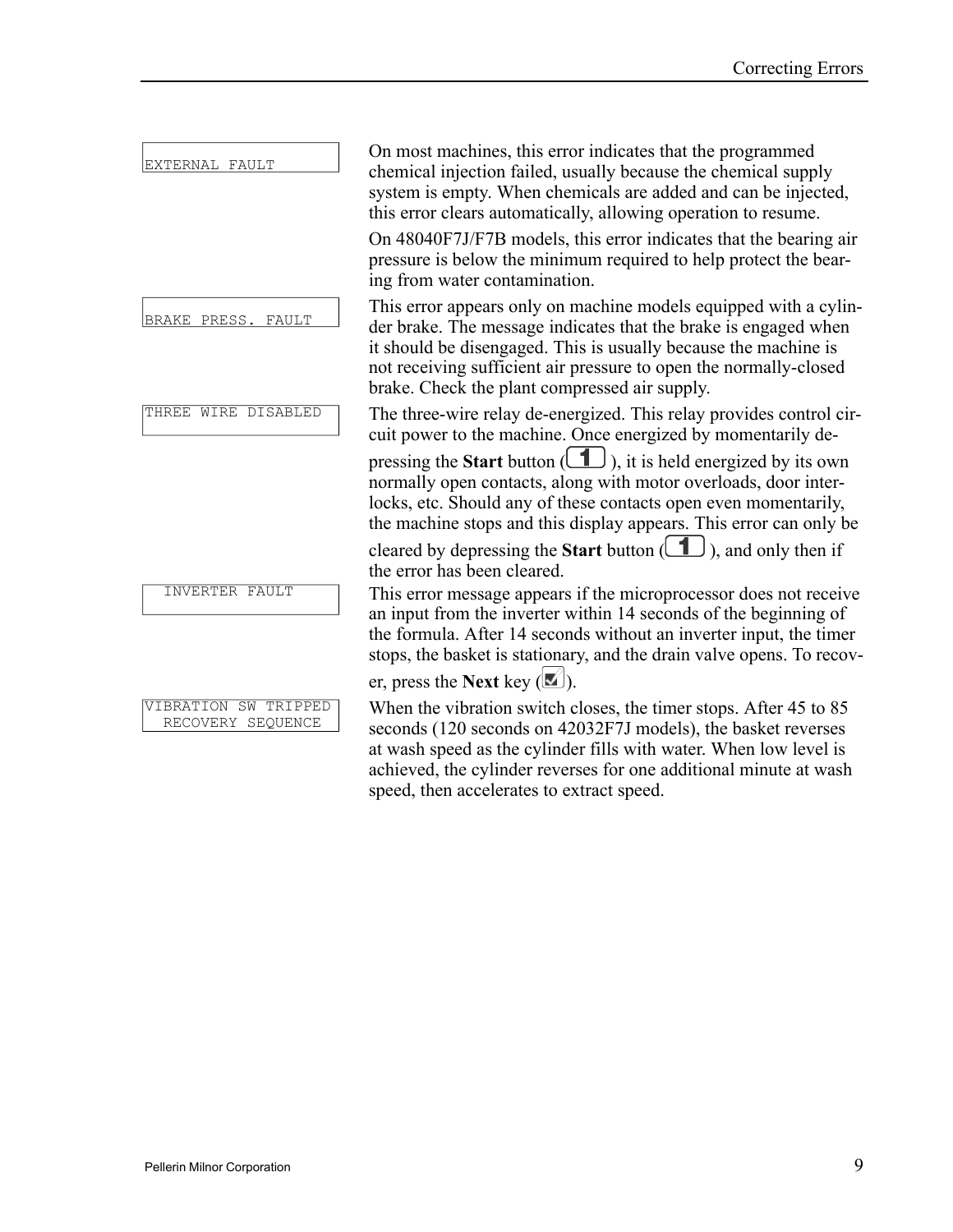| | |
|---|---|
| EXTERNAL FAULT | On most machines, this error indicates that the programmed chemical injection failed, usually because the chemical supply system is empty. When chemicals are added and can be injected, this error clears automatically, allowing operation to resume.<br><br>On 48040F7J/F7B models, this error indicates that the bearing air pressure is below the minimum required to help protect the bearing from water contamination. |
| BRAKE PRESS. FAULT | This error appears only on machine models equipped with a cylinder brake. The message indicates that the brake is engaged when it should be disengaged. This is usually because the machine is not receiving sufficient air pressure to open the normally-closed brake. Check the plant compressed air supply. |
| THREE WIRE DISABLED | The three-wire relay de-energized. This relay provides control circuit power to the machine. Once energized by momentarily depressing the **Start** button (1), it is held energized by its own normally open contacts, along with motor overloads, door interlocks, etc. Should any of these contacts open even momentarily, the machine stops and this display appears. This error can only be cleared by depressing the **Start** button (1), and only then if the error has been cleared. |
| INVERTER FAULT | This error message appears if the microprocessor does not receive an input from the inverter within 14 seconds of the beginning of the formula. After 14 seconds without an inverter input, the timer stops, the basket is stationary, and the drain valve opens. To recover, press the **Next** key (☑). |
| VIBRATION SW TRIPPED<br>RECOVERY SEQUENCE | When the vibration switch closes, the timer stops. After 45 to 85 seconds (120 seconds on 42032F7J models), the basket reverses at wash speed as the cylinder fills with water. When low level is achieved, the cylinder reverses for one additional minute at wash speed, then accelerates to extract speed. |